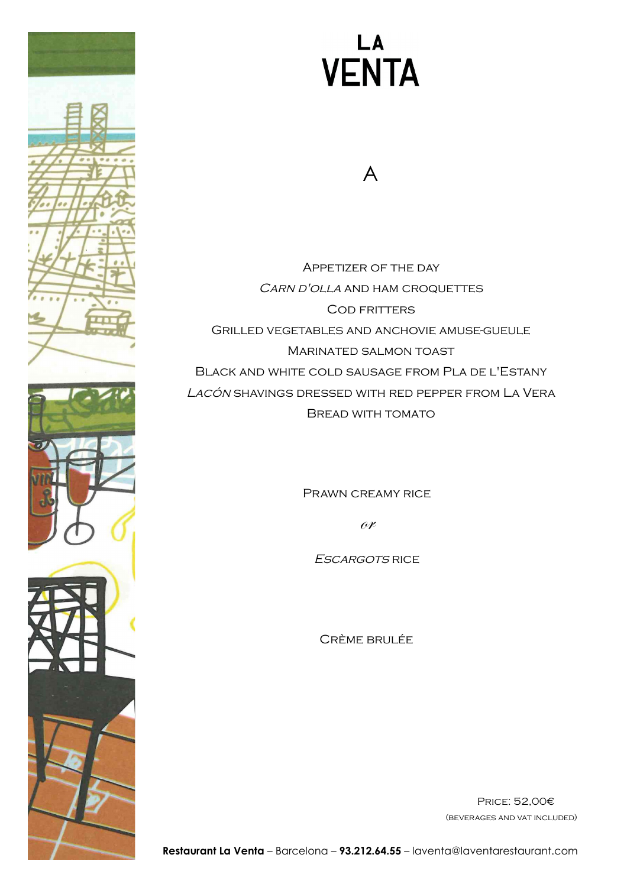# LA VENTA

## A

Appetizer of the day

*Carn d'olla* and ham croquettes

Cod fritters

Grilled vegetables and anchovie amuse-gueule

Marinated salmon toast

Black and white cold sausage from Pla de l'Estany

*Lacón* shavings dressed with red pepper from La Vera

Bread with tomato

Prawn creamy rice

*or*

*Escargots* rice

Crème brulée

Price: 52,00€

(beverages and VAT included)

**Restaurant La Venta** – Barcelona – **93.212.64.55** – laventa@laventarestaurant.com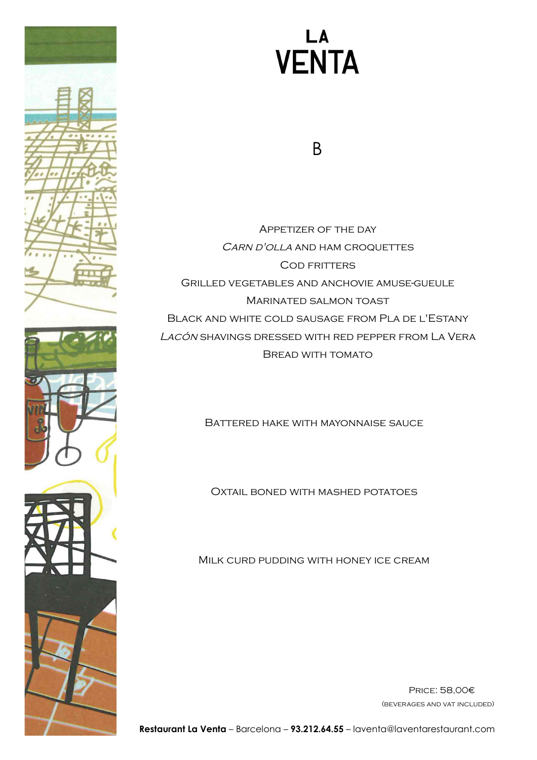# LA VENTA

## B

Appetizer of the day
*Carn d'olla* and ham croquettes
Cod fritters
Grilled vegetables and anchovie amuse-gueule
Marinated salmon toast
Black and white cold sausage from Pla de l'Estany
*Lacón* shavings dressed with red pepper from La Vera
Bread with tomato

Battered hake with mayonnaise sauce

Oxtail boned with mashed potatoes

Milk curd pudding with honey ice cream

Price: 58,00€
(beverages and VAT included)

**Restaurant La Venta** – Barcelona – **93.212.64.55** – laventa@laventarestaurant.com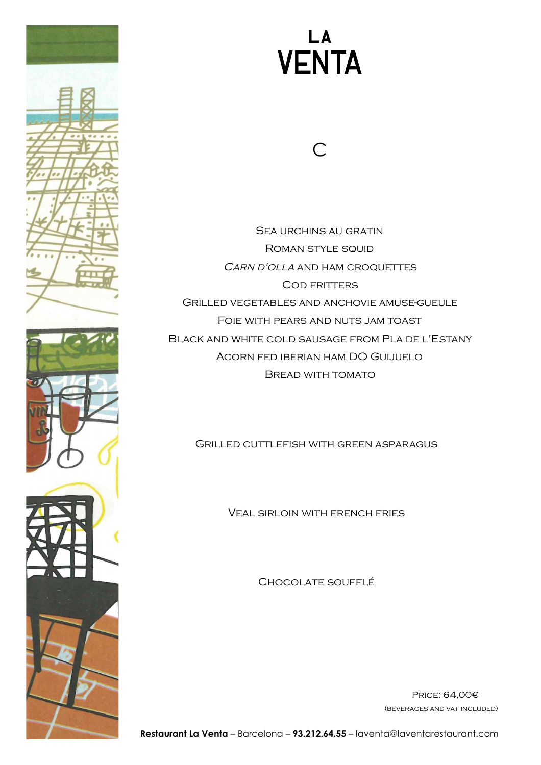# LA VENTA

## C

Sea urchins au gratin
Roman style squid
*Carn d'olla* and ham croquettes
Cod fritters
Grilled vegetables and anchovie amuse-gueule
Foie with pears and nuts jam toast
Black and white cold sausage from Pla de l'Estany
Acorn fed iberian ham DO Guijuelo
Bread with tomato

Grilled cuttlefish with green asparagus

Veal sirloin with french fries

Chocolate soufflé

Price: 64,00€
(beverages and VAT included)

**Restaurant La Venta** – Barcelona – **93.212.64.55** – laventa@laventarestaurant.com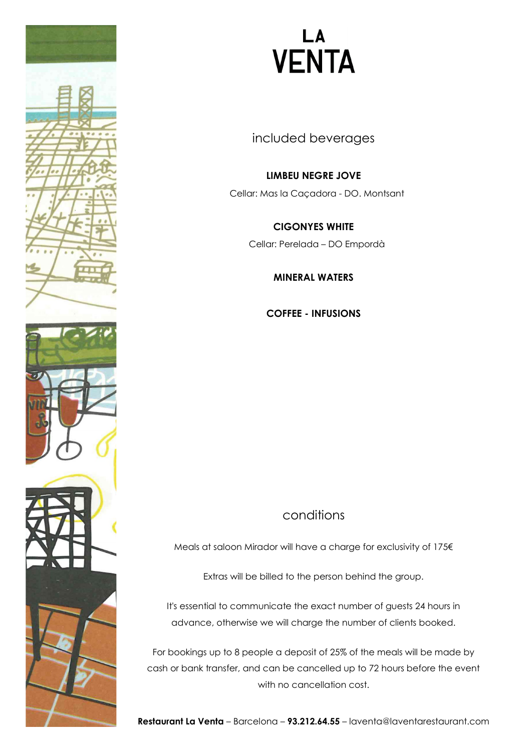# LA VENTA

## included beverages

**LIMBEU NEGRE JOVE**

Cellar: Mas la Caçadora - DO. Montsant

**CIGONYES WHITE**

Cellar: Perelada – DO Empordà

**MINERAL WATERS**

**COFFEE - INFUSIONS**

## conditions

Meals at saloon Mirador will have a charge for exclusivity of 175€

Extras will be billed to the person behind the group.

It's essential to communicate the exact number of guests 24 hours in advance, otherwise we will charge the number of clients booked.

For bookings up to 8 people a deposit of 25% of the meals will be made by cash or bank transfer, and can be cancelled up to 72 hours before the event with no cancellation cost.

**Restaurant La Venta** – Barcelona – **93.212.64.55** – laventa@laventarestaurant.com